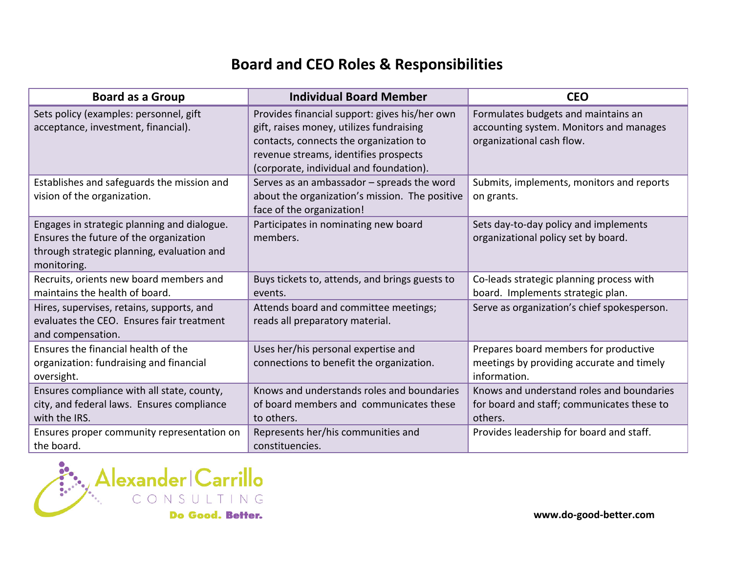# Board and CEO Roles & Responsibilities

| Board as a Group | Individual Board Member | CEO |
|---|---|---|
| Sets policy (examples: personnel, gift acceptance, investment, financial). | Provides financial support: gives his/her own gift, raises money, utilizes fundraising contacts, connects the organization to revenue streams, identifies prospects (corporate, individual and foundation). | Formulates budgets and maintains an accounting system. Monitors and manages organizational cash flow. |
| Establishes and safeguards the mission and vision of the organization. | Serves as an ambassador – spreads the word about the organization's mission. The positive face of the organization! | Submits, implements, monitors and reports on grants. |
| Engages in strategic planning and dialogue. Ensures the future of the organization through strategic planning, evaluation and monitoring. | Participates in nominating new board members. | Sets day-to-day policy and implements organizational policy set by board. |
| Recruits, orients new board members and maintains the health of board. | Buys tickets to, attends, and brings guests to events. | Co-leads strategic planning process with board. Implements strategic plan. |
| Hires, supervises, retains, supports, and evaluates the CEO. Ensures fair treatment and compensation. | Attends board and committee meetings; reads all preparatory material. | Serve as organization's chief spokesperson. |
| Ensures the financial health of the organization: fundraising and financial oversight. | Uses her/his personal expertise and connections to benefit the organization. | Prepares board members for productive meetings by providing accurate and timely information. |
| Ensures compliance with all state, county, city, and federal laws. Ensures compliance with the IRS. | Knows and understands roles and boundaries of board members and communicates these to others. | Knows and understand roles and boundaries for board and staff; communicates these to others. |
| Ensures proper community representation on the board. | Represents her/his communities and constituencies. | Provides leadership for board and staff. |

Alexander|Carrillo CONSULTING

Do Good. Better.

www.do-good-better.com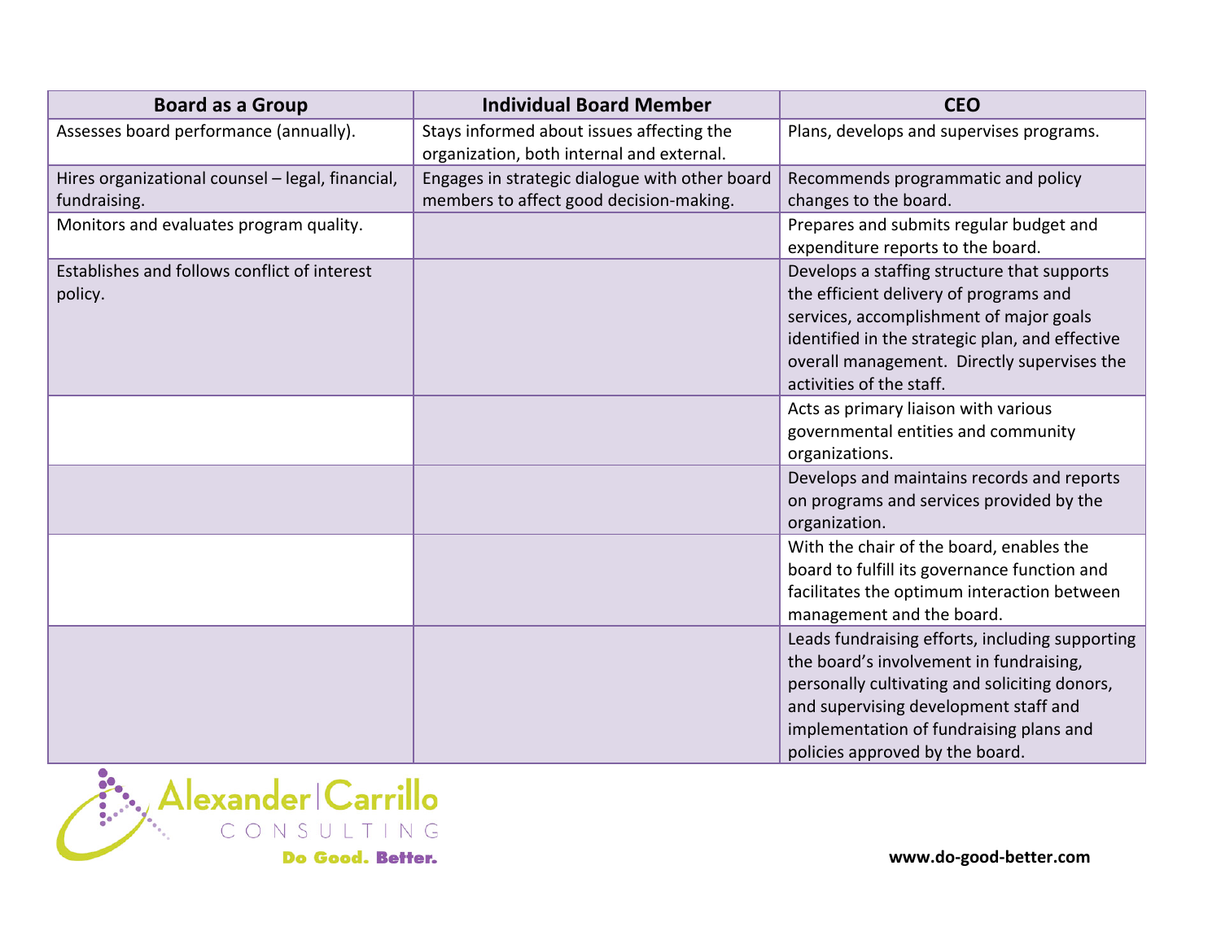| Board as a Group | Individual Board Member | CEO |
|---|---|---|
| Assesses board performance (annually). | Stays informed about issues affecting the organization, both internal and external. | Plans, develops and supervises programs. |
| Hires organizational counsel – legal, financial, fundraising. | Engages in strategic dialogue with other board members to affect good decision-making. | Recommends programmatic and policy changes to the board. |
| Monitors and evaluates program quality. | | Prepares and submits regular budget and expenditure reports to the board. |
| Establishes and follows conflict of interest policy. | | Develops a staffing structure that supports the efficient delivery of programs and services, accomplishment of major goals identified in the strategic plan, and effective overall management. Directly supervises the activities of the staff. |
| | | Acts as primary liaison with various governmental entities and community organizations. |
| | | Develops and maintains records and reports on programs and services provided by the organization. |
| | | With the chair of the board, enables the board to fulfill its governance function and facilitates the optimum interaction between management and the board. |
| | | Leads fundraising efforts, including supporting the board's involvement in fundraising, personally cultivating and soliciting donors, and supervising development staff and implementation of fundraising plans and policies approved by the board. |

Alexander|Carrillo CONSULTING Do Good. Better.

www.do-good-better.com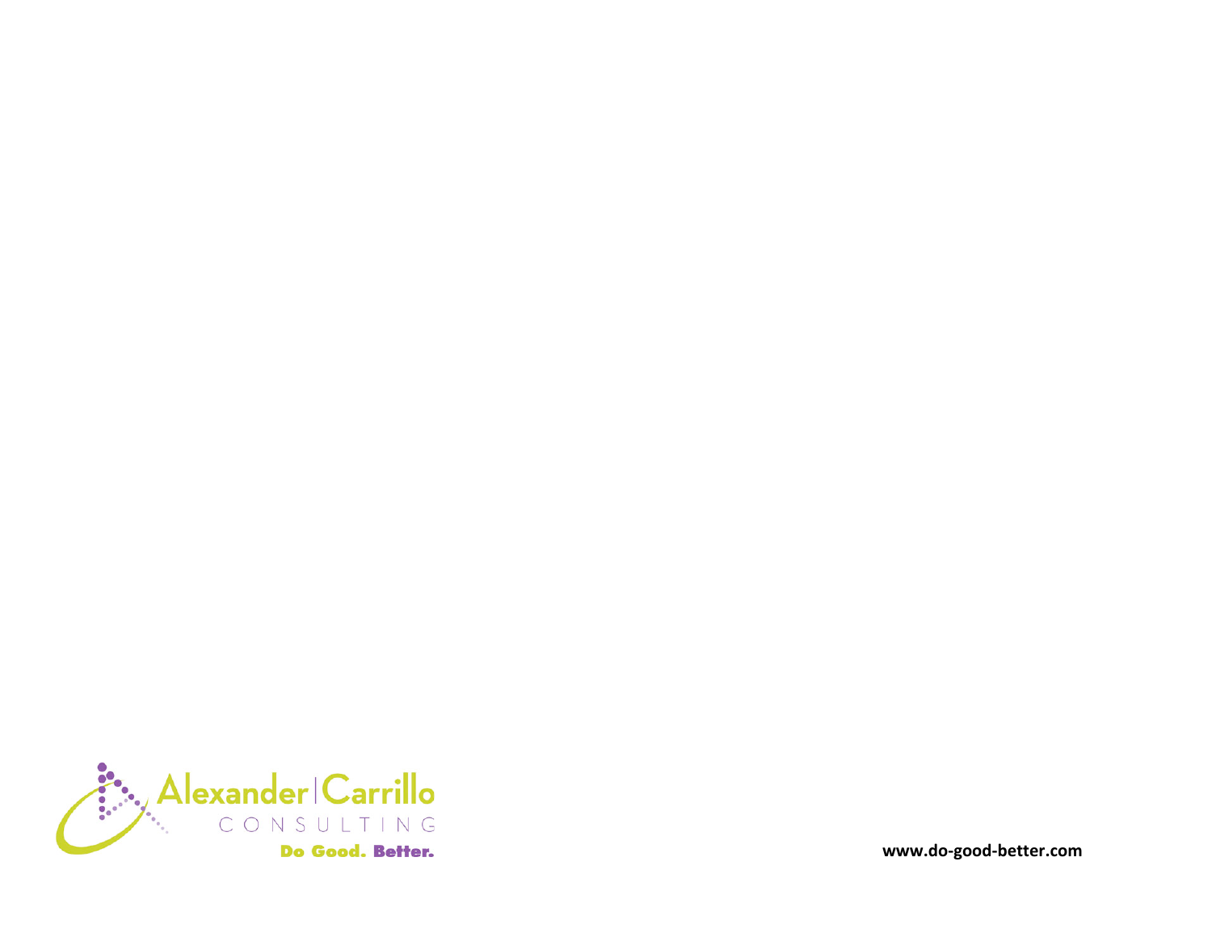Alexander|Carrillo

CONSULTING

**Do Good. Better.**

**www.do-good-better.com**